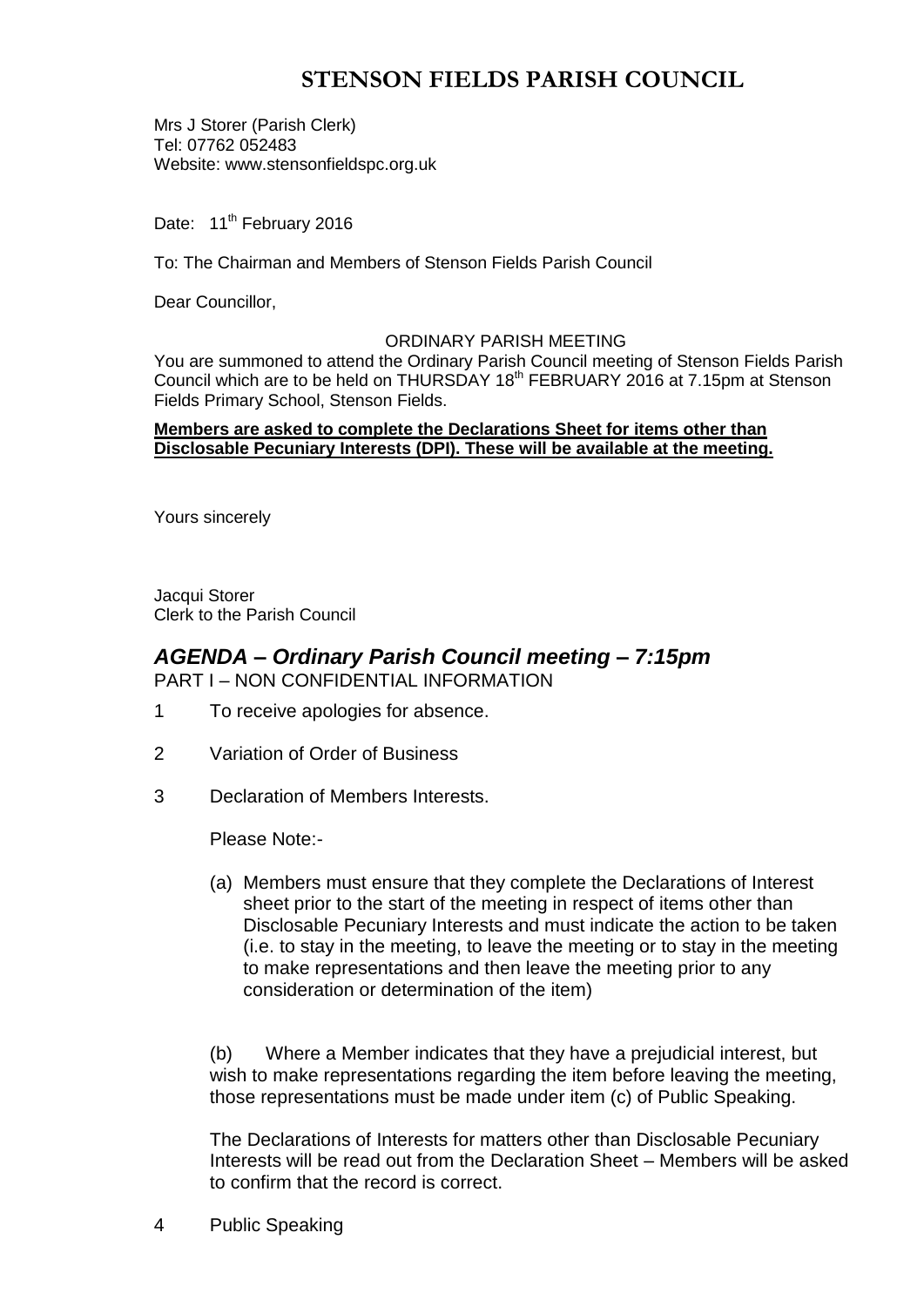# STENSON FIELDS PARISH COUNCIL

Mrs J Storer (Parish Clerk)
Tel: 07762 052483
Website: www.stensonfieldspc.org.uk

Date: 11th February 2016

To: The Chairman and Members of Stenson Fields Parish Council

Dear Councillor,

ORDINARY PARISH MEETING

You are summoned to attend the Ordinary Parish Council meeting of Stenson Fields Parish Council which are to be held on THURSDAY 18th FEBRUARY 2016 at 7.15pm at Stenson Fields Primary School, Stenson Fields.

**Members are asked to complete the Declarations Sheet for items other than Disclosable Pecuniary Interests (DPI). These will be available at the meeting.**

Yours sincerely

Jacqui Storer
Clerk to the Parish Council

## *AGENDA – Ordinary Parish Council meeting – 7:15pm*

PART I – NON CONFIDENTIAL INFORMATION

1 To receive apologies for absence.

2 Variation of Order of Business

3 Declaration of Members Interests.

Please Note:-

(a) Members must ensure that they complete the Declarations of Interest sheet prior to the start of the meeting in respect of items other than Disclosable Pecuniary Interests and must indicate the action to be taken (i.e. to stay in the meeting, to leave the meeting or to stay in the meeting to make representations and then leave the meeting prior to any consideration or determination of the item)

(b) Where a Member indicates that they have a prejudicial interest, but wish to make representations regarding the item before leaving the meeting, those representations must be made under item (c) of Public Speaking.

The Declarations of Interests for matters other than Disclosable Pecuniary Interests will be read out from the Declaration Sheet – Members will be asked to confirm that the record is correct.

4 Public Speaking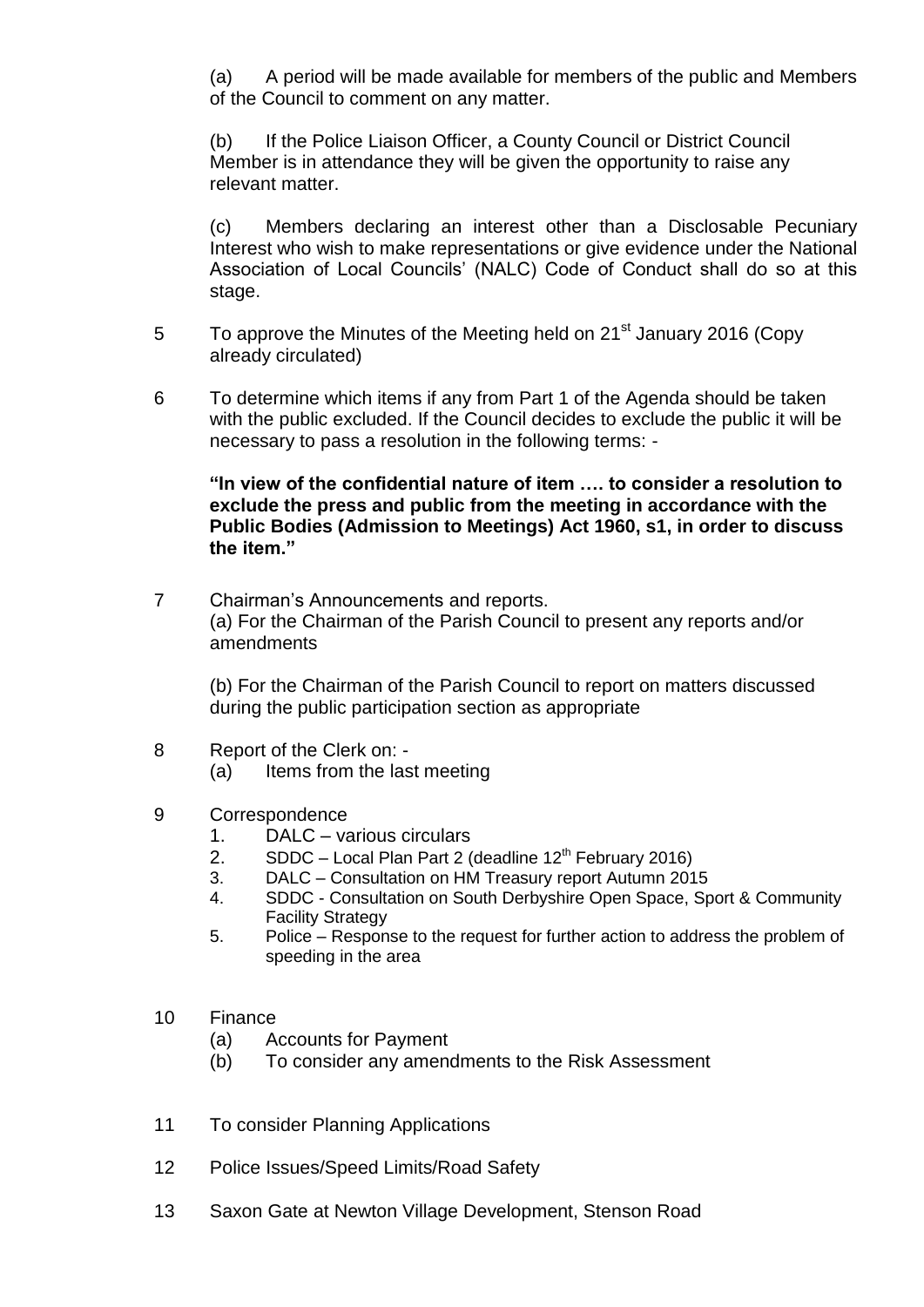(a) A period will be made available for members of the public and Members of the Council to comment on any matter.

(b) If the Police Liaison Officer, a County Council or District Council Member is in attendance they will be given the opportunity to raise any relevant matter.

(c) Members declaring an interest other than a Disclosable Pecuniary Interest who wish to make representations or give evidence under the National Association of Local Councils' (NALC) Code of Conduct shall do so at this stage.

5 To approve the Minutes of the Meeting held on 21st January 2016 (Copy already circulated)

6 To determine which items if any from Part 1 of the Agenda should be taken with the public excluded. If the Council decides to exclude the public it will be necessary to pass a resolution in the following terms: -

**"In view of the confidential nature of item …. to consider a resolution to exclude the press and public from the meeting in accordance with the Public Bodies (Admission to Meetings) Act 1960, s1, in order to discuss the item."**

7 Chairman's Announcements and reports.
(a) For the Chairman of the Parish Council to present any reports and/or amendments

(b) For the Chairman of the Parish Council to report on matters discussed during the public participation section as appropriate

8 Report of the Clerk on: -
 (a) Items from the last meeting

9 Correspondence
 1. DALC – various circulars
 2. SDDC – Local Plan Part 2 (deadline 12th February 2016)
 3. DALC – Consultation on HM Treasury report Autumn 2015
 4. SDDC - Consultation on South Derbyshire Open Space, Sport & Community Facility Strategy
 5. Police – Response to the request for further action to address the problem of speeding in the area

10 Finance
 (a) Accounts for Payment
 (b) To consider any amendments to the Risk Assessment

11 To consider Planning Applications

12 Police Issues/Speed Limits/Road Safety

13 Saxon Gate at Newton Village Development, Stenson Road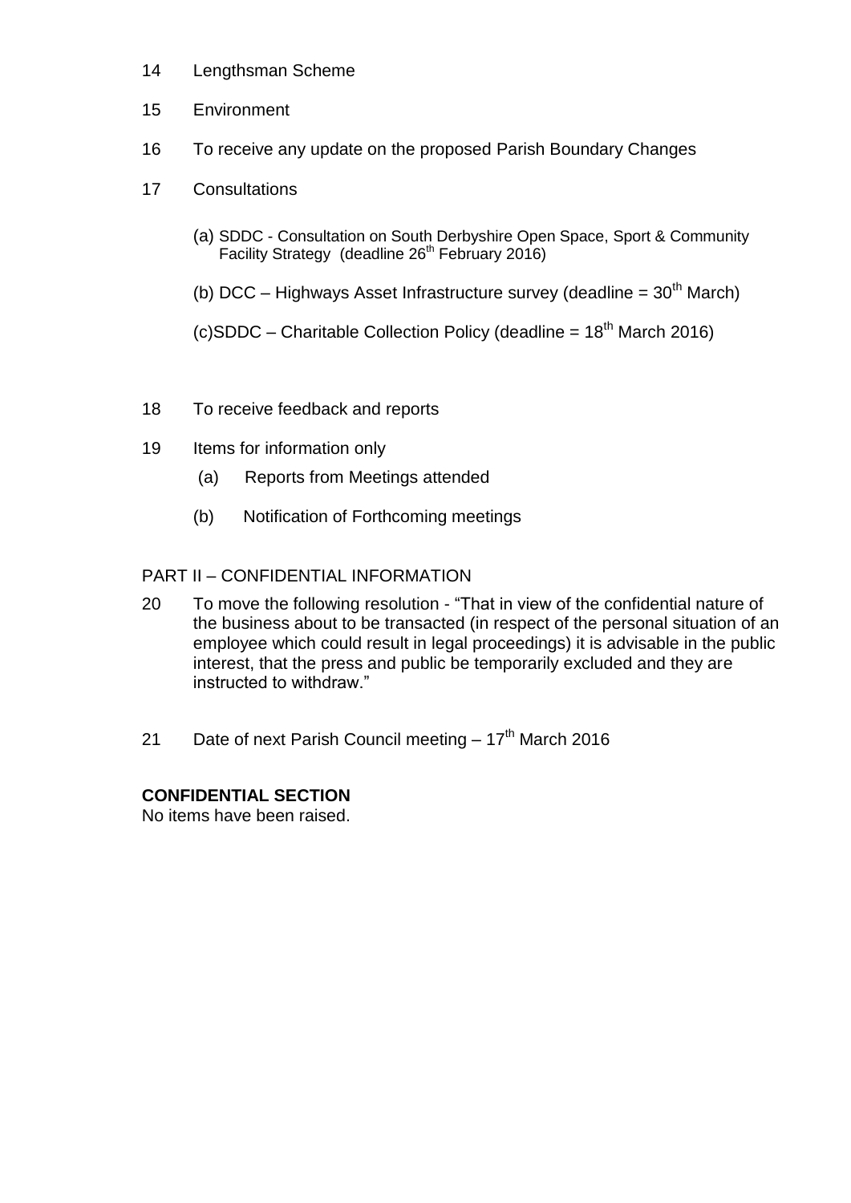14 Lengthsman Scheme

15 Environment

16 To receive any update on the proposed Parish Boundary Changes

17 Consultations

(a) SDDC - Consultation on South Derbyshire Open Space, Sport & Community Facility Strategy (deadline 26th February 2016)

(b) DCC – Highways Asset Infrastructure survey (deadline = 30th March)

(c) SDDC – Charitable Collection Policy (deadline = 18th March 2016)

18 To receive feedback and reports

19 Items for information only

(a) Reports from Meetings attended

(b) Notification of Forthcoming meetings

PART II – CONFIDENTIAL INFORMATION

20 To move the following resolution - "That in view of the confidential nature of the business about to be transacted (in respect of the personal situation of an employee which could result in legal proceedings) it is advisable in the public interest, that the press and public be temporarily excluded and they are instructed to withdraw."

21 Date of next Parish Council meeting – 17th March 2016

**CONFIDENTIAL SECTION**

No items have been raised.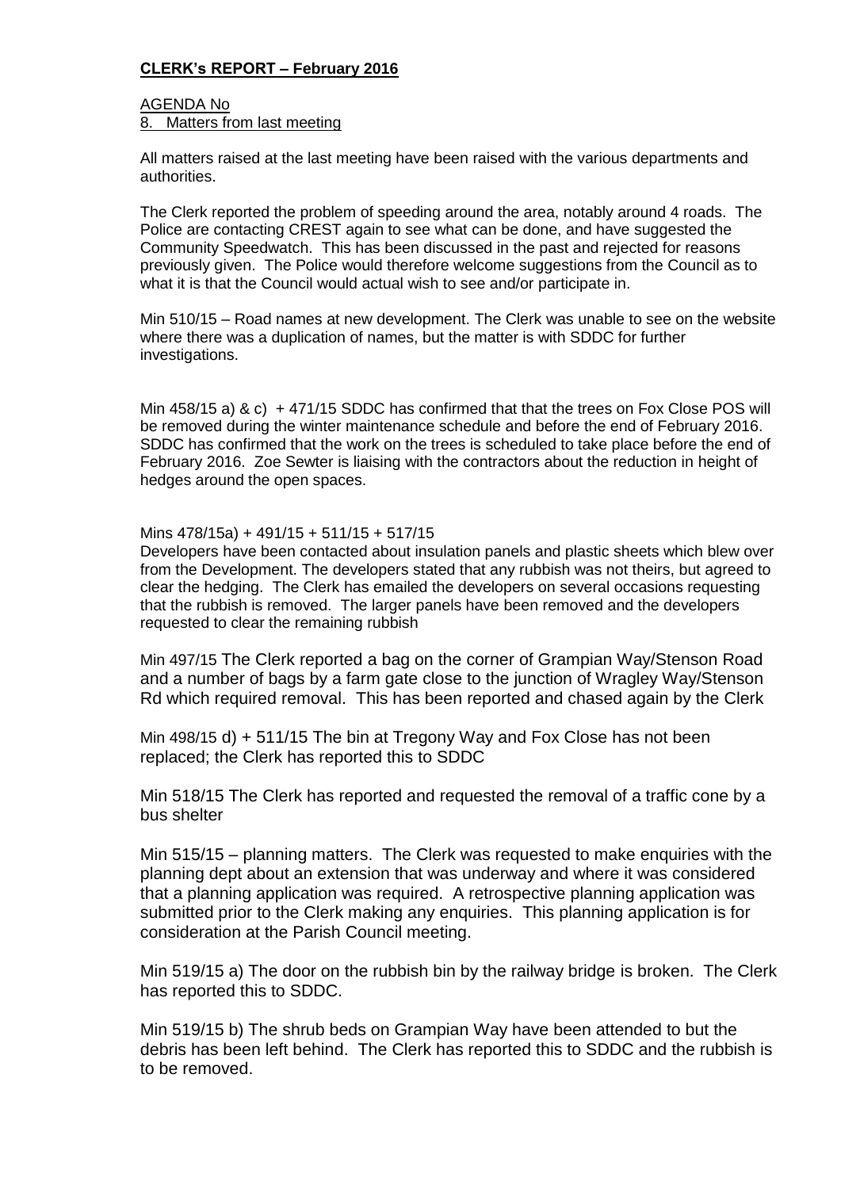**CLERK's REPORT – February 2016**

AGENDA No

8. Matters from last meeting

All matters raised at the last meeting have been raised with the various departments and authorities.

The Clerk reported the problem of speeding around the area, notably around 4 roads. The Police are contacting CREST again to see what can be done, and have suggested the Community Speedwatch. This has been discussed in the past and rejected for reasons previously given. The Police would therefore welcome suggestions from the Council as to what it is that the Council would actual wish to see and/or participate in.

Min 510/15 – Road names at new development. The Clerk was unable to see on the website where there was a duplication of names, but the matter is with SDDC for further investigations.

Min 458/15 a) & c) + 471/15 SDDC has confirmed that that the trees on Fox Close POS will be removed during the winter maintenance schedule and before the end of February 2016. SDDC has confirmed that the work on the trees is scheduled to take place before the end of February 2016. Zoe Sewter is liaising with the contractors about the reduction in height of hedges around the open spaces.

Mins 478/15a) + 491/15 + 511/15 + 517/15

Developers have been contacted about insulation panels and plastic sheets which blew over from the Development. The developers stated that any rubbish was not theirs, but agreed to clear the hedging. The Clerk has emailed the developers on several occasions requesting that the rubbish is removed. The larger panels have been removed and the developers requested to clear the remaining rubbish

Min 497/15 The Clerk reported a bag on the corner of Grampian Way/Stenson Road and a number of bags by a farm gate close to the junction of Wragley Way/Stenson Rd which required removal. This has been reported and chased again by the Clerk

Min 498/15 d) + 511/15 The bin at Tregony Way and Fox Close has not been replaced; the Clerk has reported this to SDDC

Min 518/15 The Clerk has reported and requested the removal of a traffic cone by a bus shelter

Min 515/15 – planning matters. The Clerk was requested to make enquiries with the planning dept about an extension that was underway and where it was considered that a planning application was required. A retrospective planning application was submitted prior to the Clerk making any enquiries. This planning application is for consideration at the Parish Council meeting.

Min 519/15 a) The door on the rubbish bin by the railway bridge is broken. The Clerk has reported this to SDDC.

Min 519/15 b) The shrub beds on Grampian Way have been attended to but the debris has been left behind. The Clerk has reported this to SDDC and the rubbish is to be removed.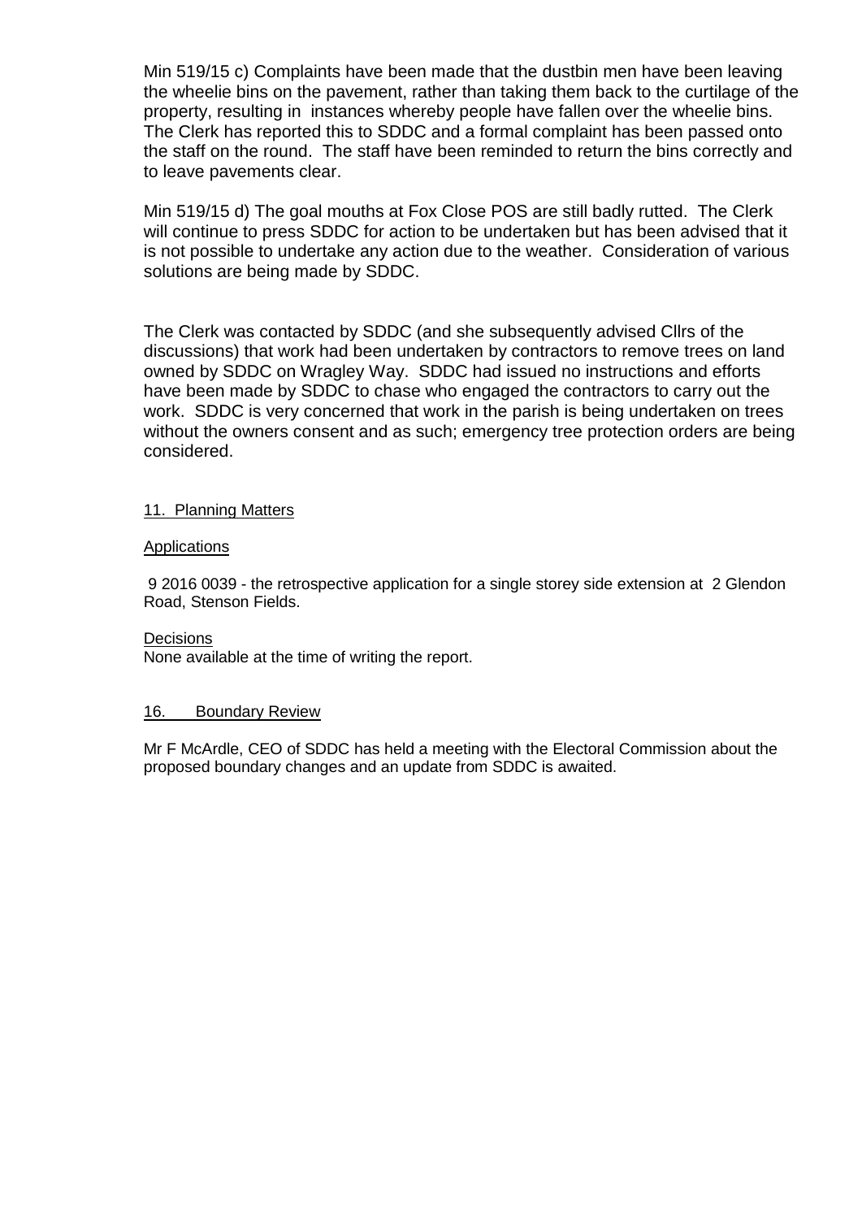Min 519/15 c) Complaints have been made that the dustbin men have been leaving the wheelie bins on the pavement, rather than taking them back to the curtilage of the property, resulting in instances whereby people have fallen over the wheelie bins. The Clerk has reported this to SDDC and a formal complaint has been passed onto the staff on the round. The staff have been reminded to return the bins correctly and to leave pavements clear.

Min 519/15 d) The goal mouths at Fox Close POS are still badly rutted. The Clerk will continue to press SDDC for action to be undertaken but has been advised that it is not possible to undertake any action due to the weather. Consideration of various solutions are being made by SDDC.

The Clerk was contacted by SDDC (and she subsequently advised Cllrs of the discussions) that work had been undertaken by contractors to remove trees on land owned by SDDC on Wragley Way. SDDC had issued no instructions and efforts have been made by SDDC to chase who engaged the contractors to carry out the work. SDDC is very concerned that work in the parish is being undertaken on trees without the owners consent and as such; emergency tree protection orders are being considered.

<u>11. Planning Matters</u>

<u>Applications</u>

9 2016 0039 - the retrospective application for a single storey side extension at 2 Glendon Road, Stenson Fields.

<u>Decisions</u>
None available at the time of writing the report.

<u>16. Boundary Review</u>

Mr F McArdle, CEO of SDDC has held a meeting with the Electoral Commission about the proposed boundary changes and an update from SDDC is awaited.